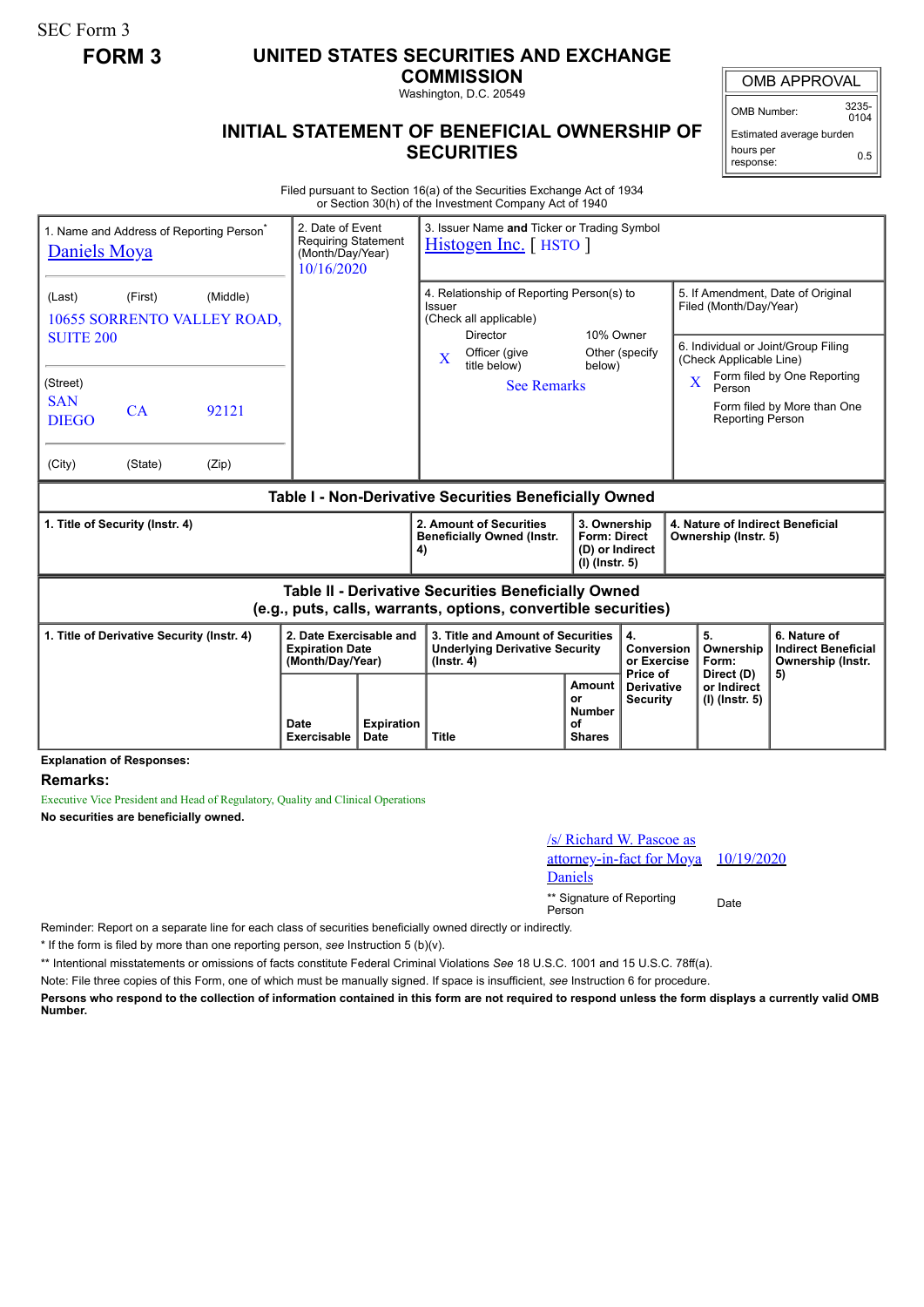SEC Form 3

**FORM 3**

# UNITED STATES SECURITIES AND EXCHANGE COMMISSION

Washington, D.C. 20549

## INITIAL STATEMENT OF BENEFICIAL OWNERSHIP OF SECURITIES

| OMB APPROVAL | |
|---|---|
| OMB Number: | 3235-0104 |
| Estimated average burden hours per response: | 0.5 |

Filed pursuant to Section 16(a) of the Securities Exchange Act of 1934 or Section 30(h) of the Investment Company Act of 1940

| 1. Name and Address of Reporting Person* | 2. Date of Event Requiring Statement (Month/Day/Year) | 3. Issuer Name and Ticker or Trading Symbol |
|---|---|---|
| Daniels Moya | 10/16/2020 | Histogen Inc. [ HSTO ] |
| (Last) (First) (Middle)<br>10655 SORRENTO VALLEY ROAD, SUITE 200 | | 4. Relationship of Reporting Person(s) to Issuer (Check all applicable)<br>Director<br>10% Owner<br>X Officer (give title below)<br>Other (specify below)<br>See Remarks |
| (Street)<br>SAN DIEGO CA 92121 | | 5. If Amendment, Date of Original Filed (Month/Day/Year) |
| (City) (State) (Zip) | | 6. Individual or Joint/Group Filing (Check Applicable Line)<br>X Form filed by One Reporting Person<br>Form filed by More than One Reporting Person |

**Table I - Non-Derivative Securities Beneficially Owned**

| 1. Title of Security (Instr. 4) | 2. Amount of Securities Beneficially Owned (Instr. 4) | 3. Ownership Form: Direct (D) or Indirect (I) (Instr. 5) | 4. Nature of Indirect Beneficial Ownership (Instr. 5) |
|---|---|---|---|

**Table II - Derivative Securities Beneficially Owned (e.g., puts, calls, warrants, options, convertible securities)**

| 1. Title of Derivative Security (Instr. 4) | 2. Date Exercisable and Expiration Date (Month/Day/Year) | | 3. Title and Amount of Securities Underlying Derivative Security (Instr. 4) | | 4. Conversion or Exercise Price of Derivative Security | 5. Ownership Form: Direct (D) or Indirect (I) (Instr. 5) | 6. Nature of Indirect Beneficial Ownership (Instr. 5) |
|---|---|---|---|---|---|---|---|
| | Date Exercisable | Expiration Date | Title | Amount or Number of Shares | | | |

**Explanation of Responses:**

**Remarks:**

Executive Vice President and Head of Regulatory, Quality and Clinical Operations

**No securities are beneficially owned.**

/s/ Richard W. Pascoe as attorney-in-fact for Moya Daniels — 10/19/2020

** Signature of Reporting Person — Date

Reminder: Report on a separate line for each class of securities beneficially owned directly or indirectly.

* If the form is filed by more than one reporting person, *see* Instruction 5 (b)(v).

** Intentional misstatements or omissions of facts constitute Federal Criminal Violations *See* 18 U.S.C. 1001 and 15 U.S.C. 78ff(a).

Note: File three copies of this Form, one of which must be manually signed. If space is insufficient, *see* Instruction 6 for procedure.

**Persons who respond to the collection of information contained in this form are not required to respond unless the form displays a currently valid OMB Number.**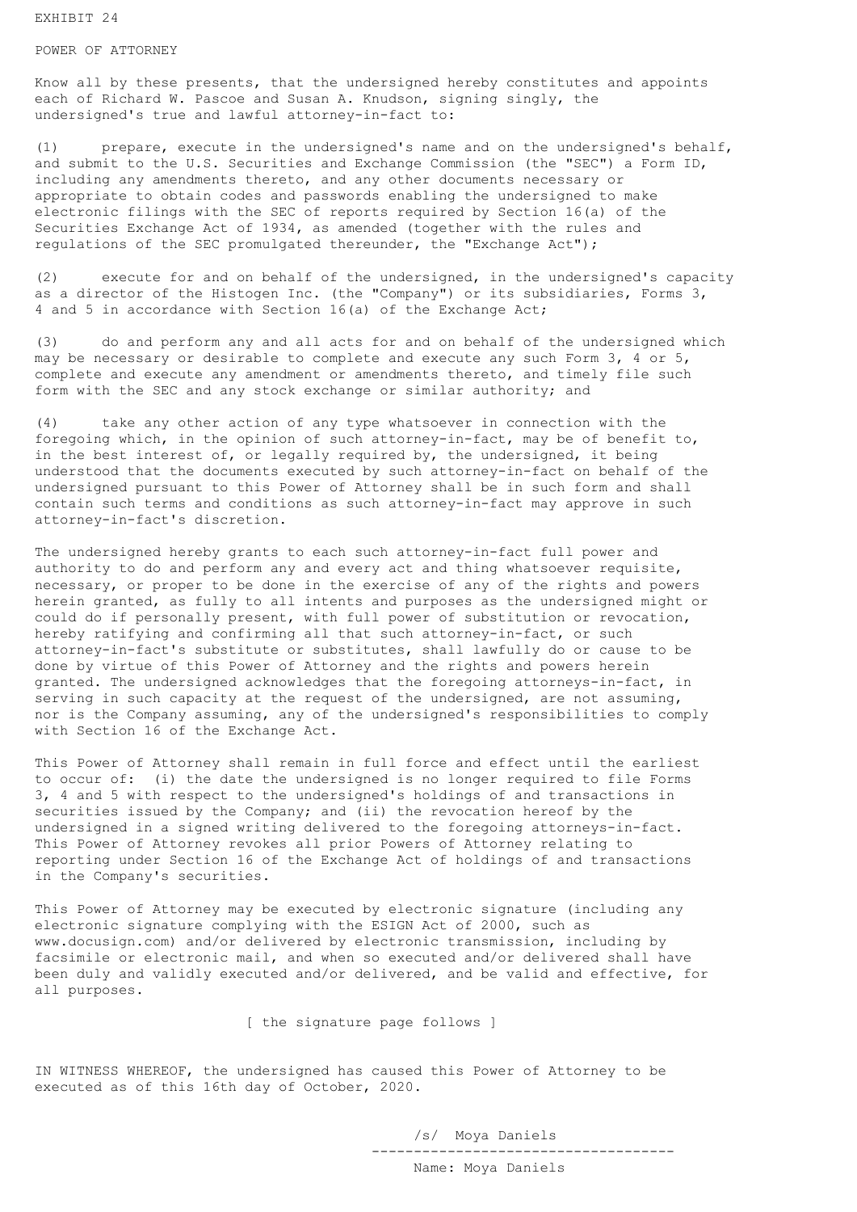EXHIBIT 24

POWER OF ATTORNEY

Know all by these presents, that the undersigned hereby constitutes and appoints each of Richard W. Pascoe and Susan A. Knudson, signing singly, the undersigned's true and lawful attorney-in-fact to:

(1) prepare, execute in the undersigned's name and on the undersigned's behalf, and submit to the U.S. Securities and Exchange Commission (the "SEC") a Form ID, including any amendments thereto, and any other documents necessary or appropriate to obtain codes and passwords enabling the undersigned to make electronic filings with the SEC of reports required by Section 16(a) of the Securities Exchange Act of 1934, as amended (together with the rules and regulations of the SEC promulgated thereunder, the "Exchange Act");

(2) execute for and on behalf of the undersigned, in the undersigned's capacity as a director of the Histogen Inc. (the "Company") or its subsidiaries, Forms 3, 4 and 5 in accordance with Section 16(a) of the Exchange Act;

(3) do and perform any and all acts for and on behalf of the undersigned which may be necessary or desirable to complete and execute any such Form 3, 4 or 5, complete and execute any amendment or amendments thereto, and timely file such form with the SEC and any stock exchange or similar authority; and

(4) take any other action of any type whatsoever in connection with the foregoing which, in the opinion of such attorney-in-fact, may be of benefit to, in the best interest of, or legally required by, the undersigned, it being understood that the documents executed by such attorney-in-fact on behalf of the undersigned pursuant to this Power of Attorney shall be in such form and shall contain such terms and conditions as such attorney-in-fact may approve in such attorney-in-fact's discretion.

The undersigned hereby grants to each such attorney-in-fact full power and authority to do and perform any and every act and thing whatsoever requisite, necessary, or proper to be done in the exercise of any of the rights and powers herein granted, as fully to all intents and purposes as the undersigned might or could do if personally present, with full power of substitution or revocation, hereby ratifying and confirming all that such attorney-in-fact, or such attorney-in-fact's substitute or substitutes, shall lawfully do or cause to be done by virtue of this Power of Attorney and the rights and powers herein granted. The undersigned acknowledges that the foregoing attorneys-in-fact, in serving in such capacity at the request of the undersigned, are not assuming, nor is the Company assuming, any of the undersigned's responsibilities to comply with Section 16 of the Exchange Act.

This Power of Attorney shall remain in full force and effect until the earliest to occur of: (i) the date the undersigned is no longer required to file Forms 3, 4 and 5 with respect to the undersigned's holdings of and transactions in securities issued by the Company; and (ii) the revocation hereof by the undersigned in a signed writing delivered to the foregoing attorneys-in-fact. This Power of Attorney revokes all prior Powers of Attorney relating to reporting under Section 16 of the Exchange Act of holdings of and transactions in the Company's securities.

This Power of Attorney may be executed by electronic signature (including any electronic signature complying with the ESIGN Act of 2000, such as www.docusign.com) and/or delivered by electronic transmission, including by facsimile or electronic mail, and when so executed and/or delivered shall have been duly and validly executed and/or delivered, and be valid and effective, for all purposes.

[ the signature page follows ]

IN WITNESS WHEREOF, the undersigned has caused this Power of Attorney to be executed as of this 16th day of October, 2020.

/s/ Moya Daniels

Name: Moya Daniels